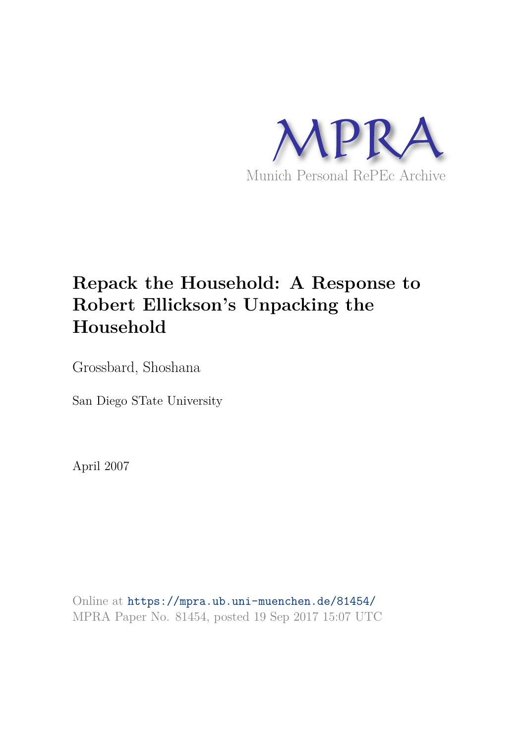MPRA

Munich Personal RePEc Archive

# Repack the Household: A Response to Robert Ellickson's Unpacking the Household

Grossbard, Shoshana

San Diego STate University

April 2007

Online at https://mpra.ub.uni-muenchen.de/81454/
MPRA Paper No. 81454, posted 19 Sep 2017 15:07 UTC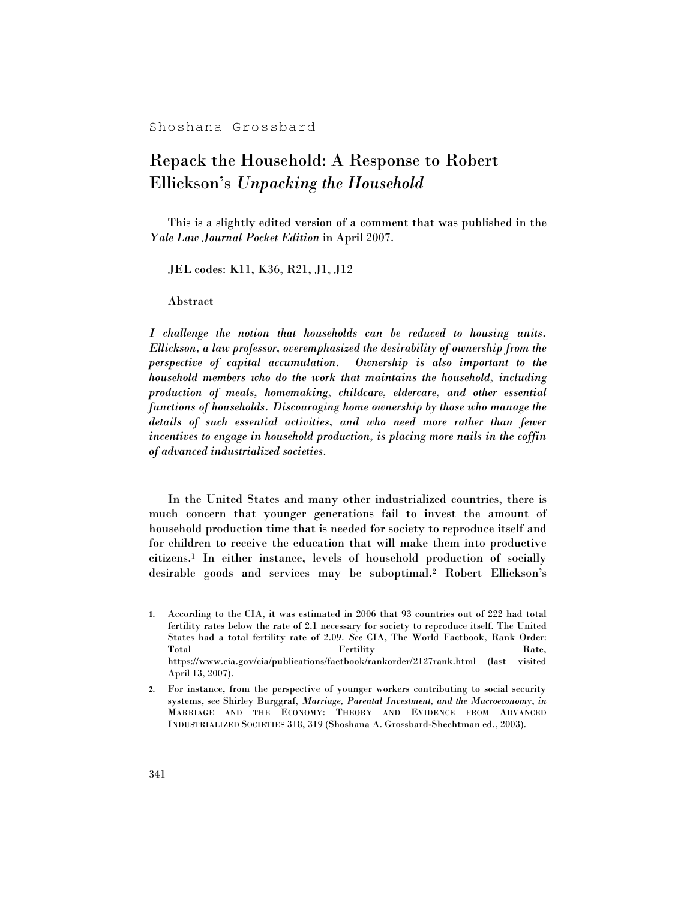Shoshana Grossbard

# Repack the Household: A Response to Robert Ellickson's *Unpacking the Household*

This is a slightly edited version of a comment that was published in the *Yale Law Journal Pocket Edition* in April 2007.

JEL codes: K11, K36, R21, J1, J12

Abstract

*I challenge the notion that households can be reduced to housing units. Ellickson, a law professor, overemphasized the desirability of ownership from the perspective of capital accumulation. Ownership is also important to the household members who do the work that maintains the household, including production of meals, homemaking, childcare, eldercare, and other essential functions of households. Discouraging home ownership by those who manage the details of such essential activities, and who need more rather than fewer incentives to engage in household production, is placing more nails in the coffin of advanced industrialized societies.*

In the United States and many other industrialized countries, there is much concern that younger generations fail to invest the amount of household production time that is needed for society to reproduce itself and for children to receive the education that will make them into productive citizens.[1] In either instance, levels of household production of socially desirable goods and services may be suboptimal.[2] Robert Ellickson's

---

1. According to the CIA, it was estimated in 2006 that 93 countries out of 222 had total fertility rates below the rate of 2.1 necessary for society to reproduce itself. The United States had a total fertility rate of 2.09. *See* CIA, The World Factbook, Rank Order: Total Fertility Rate, https://www.cia.gov/cia/publications/factbook/rankorder/2127rank.html (last visited April 13, 2007).

2. For instance, from the perspective of younger workers contributing to social security systems, see Shirley Burggraf, *Marriage, Parental Investment, and the Macroeconomy*, *in* MARRIAGE AND THE ECONOMY: THEORY AND EVIDENCE FROM ADVANCED INDUSTRIALIZED SOCIETIES 318, 319 (Shoshana A. Grossbard-Shechtman ed., 2003).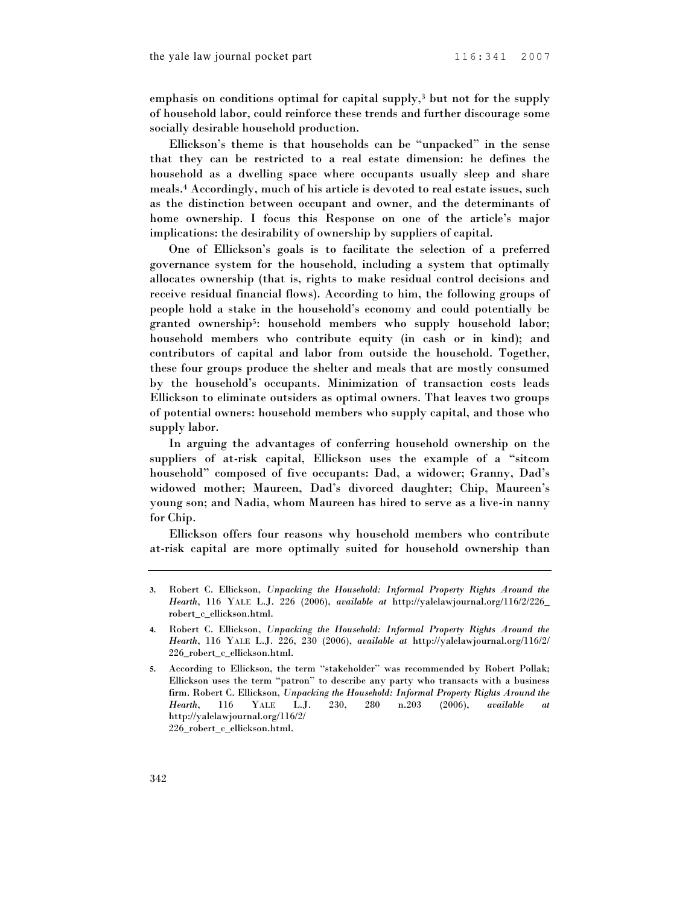emphasis on conditions optimal for capital supply,[3] but not for the supply of household labor, could reinforce these trends and further discourage some socially desirable household production.

Ellickson's theme is that households can be "unpacked" in the sense that they can be restricted to a real estate dimension: he defines the household as a dwelling space where occupants usually sleep and share meals.[4] Accordingly, much of his article is devoted to real estate issues, such as the distinction between occupant and owner, and the determinants of home ownership. I focus this Response on one of the article's major implications: the desirability of ownership by suppliers of capital.

One of Ellickson's goals is to facilitate the selection of a preferred governance system for the household, including a system that optimally allocates ownership (that is, rights to make residual control decisions and receive residual financial flows). According to him, the following groups of people hold a stake in the household's economy and could potentially be granted ownership[5]: household members who supply household labor; household members who contribute equity (in cash or in kind); and contributors of capital and labor from outside the household. Together, these four groups produce the shelter and meals that are mostly consumed by the household's occupants. Minimization of transaction costs leads Ellickson to eliminate outsiders as optimal owners. That leaves two groups of potential owners: household members who supply capital, and those who supply labor.

In arguing the advantages of conferring household ownership on the suppliers of at-risk capital, Ellickson uses the example of a "sitcom household" composed of five occupants: Dad, a widower; Granny, Dad's widowed mother; Maureen, Dad's divorced daughter; Chip, Maureen's young son; and Nadia, whom Maureen has hired to serve as a live-in nanny for Chip.

Ellickson offers four reasons why household members who contribute at-risk capital are more optimally suited for household ownership than

---

3. Robert C. Ellickson, *Unpacking the Household: Informal Property Rights Around the Hearth*, 116 YALE L.J. 226 (2006), *available at* http://yalelawjournal.org/116/2/226_robert_c_ellickson.html.

4. Robert C. Ellickson, *Unpacking the Household: Informal Property Rights Around the Hearth*, 116 YALE L.J. 226, 230 (2006), *available at* http://yalelawjournal.org/116/2/226_robert_c_ellickson.html.

5. According to Ellickson, the term "stakeholder" was recommended by Robert Pollak; Ellickson uses the term "patron" to describe any party who transacts with a business firm. Robert C. Ellickson, *Unpacking the Household: Informal Property Rights Around the Hearth*, 116 YALE L.J. 230, 280 n.203 (2006), *available at* http://yalelawjournal.org/116/2/226_robert_c_ellickson.html.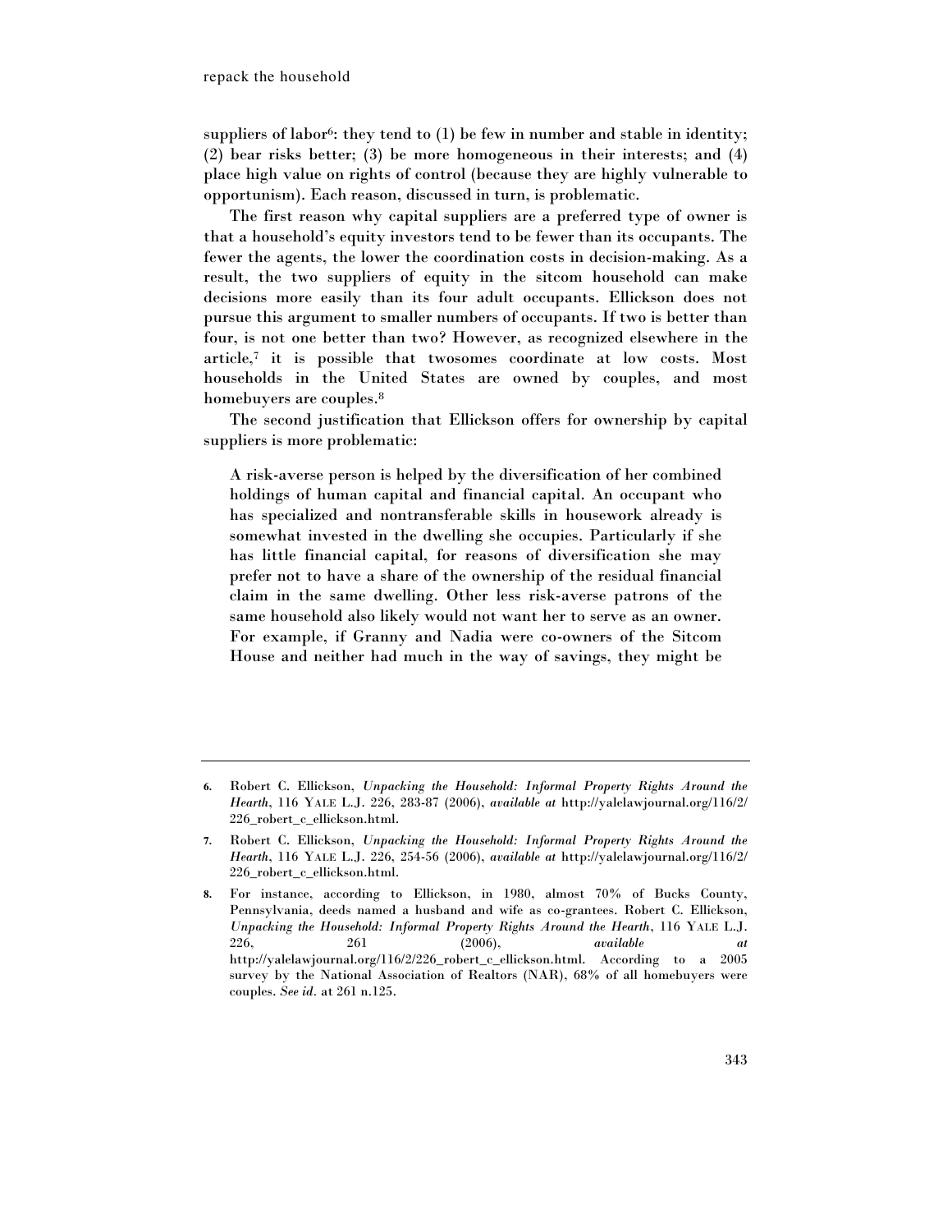suppliers of labor[6]: they tend to (1) be few in number and stable in identity; (2) bear risks better; (3) be more homogeneous in their interests; and (4) place high value on rights of control (because they are highly vulnerable to opportunism). Each reason, discussed in turn, is problematic.

The first reason why capital suppliers are a preferred type of owner is that a household's equity investors tend to be fewer than its occupants. The fewer the agents, the lower the coordination costs in decision-making. As a result, the two suppliers of equity in the sitcom household can make decisions more easily than its four adult occupants. Ellickson does not pursue this argument to smaller numbers of occupants. If two is better than four, is not one better than two? However, as recognized elsewhere in the article,[7] it is possible that twosomes coordinate at low costs. Most households in the United States are owned by couples, and most homebuyers are couples.[8]

The second justification that Ellickson offers for ownership by capital suppliers is more problematic:

> A risk-averse person is helped by the diversification of her combined holdings of human capital and financial capital. An occupant who has specialized and nontransferable skills in housework already is somewhat invested in the dwelling she occupies. Particularly if she has little financial capital, for reasons of diversification she may prefer not to have a share of the ownership of the residual financial claim in the same dwelling. Other less risk-averse patrons of the same household also likely would not want her to serve as an owner. For example, if Granny and Nadia were co-owners of the Sitcom House and neither had much in the way of savings, they might be

---

6. Robert C. Ellickson, *Unpacking the Household: Informal Property Rights Around the Hearth*, 116 YALE L.J. 226, 283-87 (2006), *available at* http://yalelawjournal.org/116/2/226_robert_c_ellickson.html.

7. Robert C. Ellickson, *Unpacking the Household: Informal Property Rights Around the Hearth*, 116 YALE L.J. 226, 254-56 (2006), *available at* http://yalelawjournal.org/116/2/226_robert_c_ellickson.html.

8. For instance, according to Ellickson, in 1980, almost 70% of Bucks County, Pennsylvania, deeds named a husband and wife as co-grantees. Robert C. Ellickson, *Unpacking the Household: Informal Property Rights Around the Hearth*, 116 YALE L.J. 226, 261 (2006), *available at* http://yalelawjournal.org/116/2/226_robert_c_ellickson.html. According to a 2005 survey by the National Association of Realtors (NAR), 68% of all homebuyers were couples. *See id.* at 261 n.125.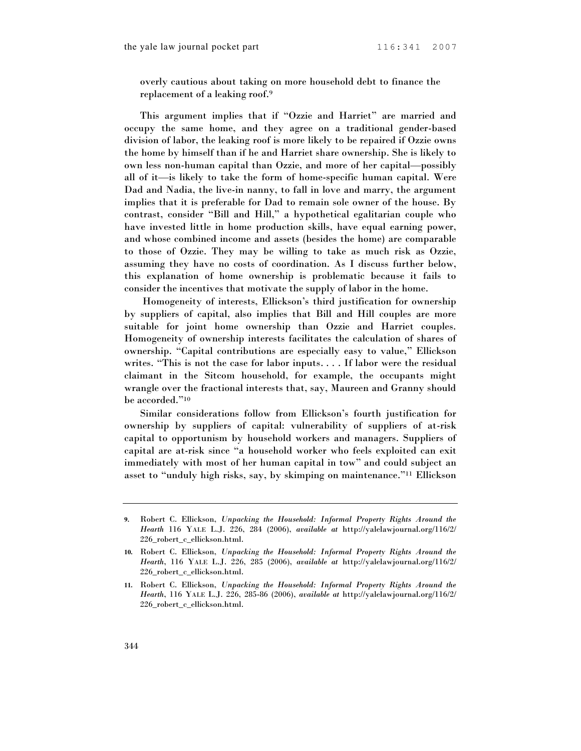overly cautious about taking on more household debt to finance the replacement of a leaking roof.[9]

This argument implies that if "Ozzie and Harriet" are married and occupy the same home, and they agree on a traditional gender-based division of labor, the leaking roof is more likely to be repaired if Ozzie owns the home by himself than if he and Harriet share ownership. She is likely to own less non-human capital than Ozzie, and more of her capital—possibly all of it—is likely to take the form of home-specific human capital. Were Dad and Nadia, the live-in nanny, to fall in love and marry, the argument implies that it is preferable for Dad to remain sole owner of the house. By contrast, consider "Bill and Hill," a hypothetical egalitarian couple who have invested little in home production skills, have equal earning power, and whose combined income and assets (besides the home) are comparable to those of Ozzie. They may be willing to take as much risk as Ozzie, assuming they have no costs of coordination. As I discuss further below, this explanation of home ownership is problematic because it fails to consider the incentives that motivate the supply of labor in the home.

Homogeneity of interests, Ellickson's third justification for ownership by suppliers of capital, also implies that Bill and Hill couples are more suitable for joint home ownership than Ozzie and Harriet couples. Homogeneity of ownership interests facilitates the calculation of shares of ownership. "Capital contributions are especially easy to value," Ellickson writes. "This is not the case for labor inputs. . . . If labor were the residual claimant in the Sitcom household, for example, the occupants might wrangle over the fractional interests that, say, Maureen and Granny should be accorded."[10]

Similar considerations follow from Ellickson's fourth justification for ownership by suppliers of capital: vulnerability of suppliers of at-risk capital to opportunism by household workers and managers. Suppliers of capital are at-risk since "a household worker who feels exploited can exit immediately with most of her human capital in tow" and could subject an asset to "unduly high risks, say, by skimping on maintenance."[11] Ellickson

---

9. Robert C. Ellickson, *Unpacking the Household: Informal Property Rights Around the Hearth* 116 YALE L.J. 226, 284 (2006), *available at* http://yalelawjournal.org/116/2/226_robert_c_ellickson.html.

10. Robert C. Ellickson, *Unpacking the Household: Informal Property Rights Around the Hearth*, 116 YALE L.J. 226, 285 (2006), *available at* http://yalelawjournal.org/116/2/226_robert_c_ellickson.html.

11. Robert C. Ellickson, *Unpacking the Household: Informal Property Rights Around the Hearth*, 116 YALE L.J. 226, 285-86 (2006), *available at* http://yalelawjournal.org/116/2/226_robert_c_ellickson.html.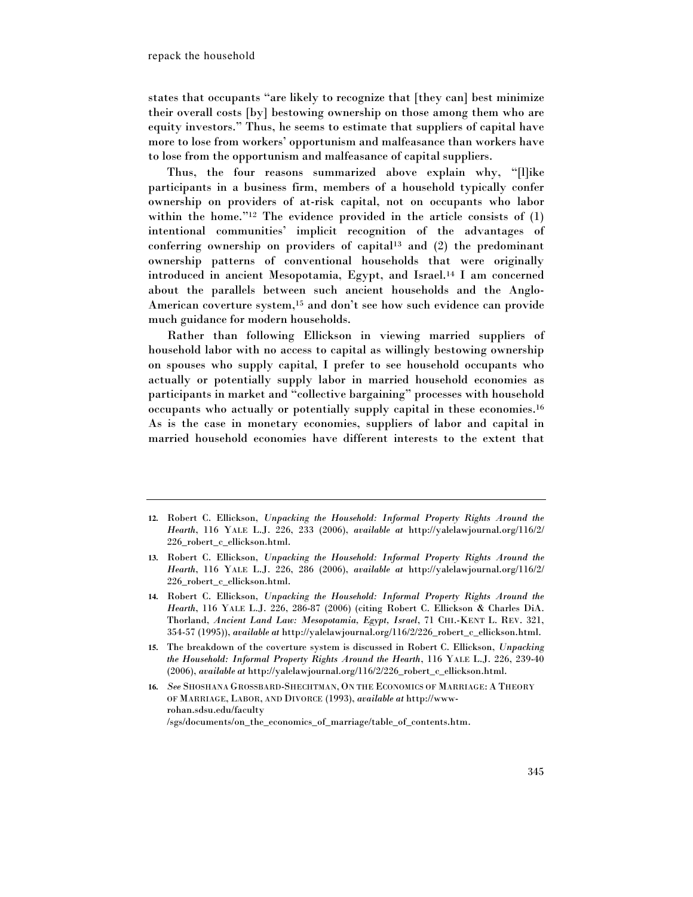states that occupants "are likely to recognize that [they can] best minimize their overall costs [by] bestowing ownership on those among them who are equity investors." Thus, he seems to estimate that suppliers of capital have more to lose from workers' opportunism and malfeasance than workers have to lose from the opportunism and malfeasance of capital suppliers.

Thus, the four reasons summarized above explain why, "[l]ike participants in a business firm, members of a household typically confer ownership on providers of at-risk capital, not on occupants who labor within the home."[12] The evidence provided in the article consists of (1) intentional communities' implicit recognition of the advantages of conferring ownership on providers of capital[13] and (2) the predominant ownership patterns of conventional households that were originally introduced in ancient Mesopotamia, Egypt, and Israel.[14] I am concerned about the parallels between such ancient households and the Anglo-American coverture system,[15] and don't see how such evidence can provide much guidance for modern households.

Rather than following Ellickson in viewing married suppliers of household labor with no access to capital as willingly bestowing ownership on spouses who supply capital, I prefer to see household occupants who actually or potentially supply labor in married household economies as participants in market and "collective bargaining" processes with household occupants who actually or potentially supply capital in these economies.[16] As is the case in monetary economies, suppliers of labor and capital in married household economies have different interests to the extent that

---

12. Robert C. Ellickson, *Unpacking the Household: Informal Property Rights Around the Hearth*, 116 YALE L.J. 226, 233 (2006), *available at* http://yalelawjournal.org/116/2/226_robert_c_ellickson.html.

13. Robert C. Ellickson, *Unpacking the Household: Informal Property Rights Around the Hearth*, 116 YALE L.J. 226, 286 (2006), *available at* http://yalelawjournal.org/116/2/226_robert_c_ellickson.html.

14. Robert C. Ellickson, *Unpacking the Household: Informal Property Rights Around the Hearth*, 116 YALE L.J. 226, 286-87 (2006) (citing Robert C. Ellickson & Charles DiA. Thorland, *Ancient Land Law: Mesopotamia, Egypt, Israel*, 71 CHI.-KENT L. REV. 321, 354-57 (1995)), *available at* http://yalelawjournal.org/116/2/226_robert_c_ellickson.html.

15. The breakdown of the coverture system is discussed in Robert C. Ellickson, *Unpacking the Household: Informal Property Rights Around the Hearth*, 116 YALE L.J. 226, 239-40 (2006), *available at* http://yalelawjournal.org/116/2/226_robert_c_ellickson.html.

16. *See* SHOSHANA GROSSBARD-SHECHTMAN, ON THE ECONOMICS OF MARRIAGE: A THEORY OF MARRIAGE, LABOR, AND DIVORCE (1993), *available at* http://www-rohan.sdsu.edu/faculty/sgs/documents/on_the_economics_of_marriage/table_of_contents.htm.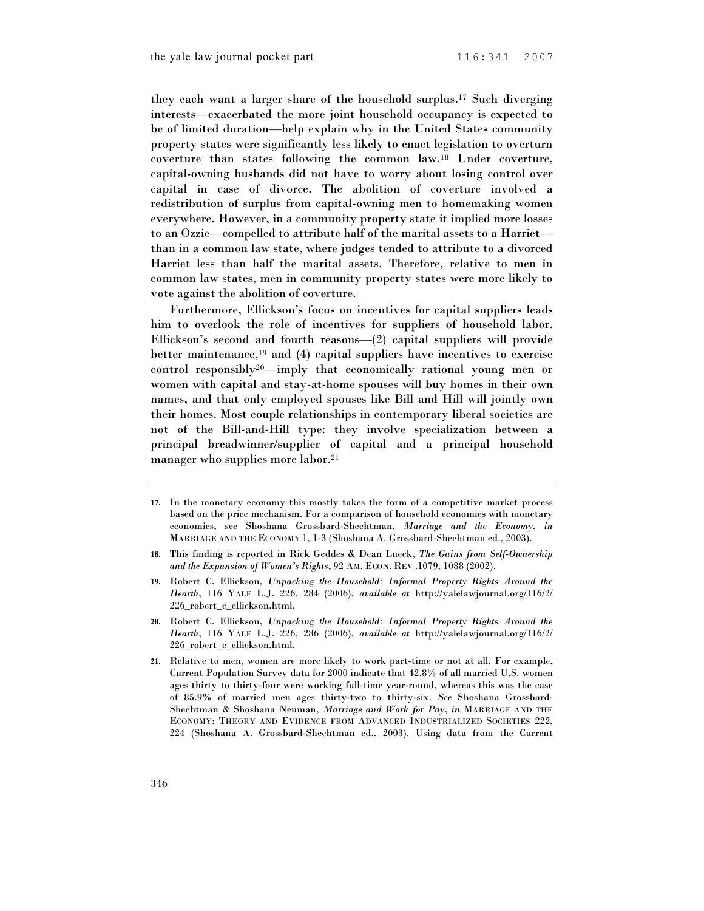they each want a larger share of the household surplus.[17] Such diverging interests—exacerbated the more joint household occupancy is expected to be of limited duration—help explain why in the United States community property states were significantly less likely to enact legislation to overturn coverture than states following the common law.[18] Under coverture, capital-owning husbands did not have to worry about losing control over capital in case of divorce. The abolition of coverture involved a redistribution of surplus from capital-owning men to homemaking women everywhere. However, in a community property state it implied more losses to an Ozzie—compelled to attribute half of the marital assets to a Harriet—than in a common law state, where judges tended to attribute to a divorced Harriet less than half the marital assets. Therefore, relative to men in common law states, men in community property states were more likely to vote against the abolition of coverture.

Furthermore, Ellickson's focus on incentives for capital suppliers leads him to overlook the role of incentives for suppliers of household labor. Ellickson's second and fourth reasons—(2) capital suppliers will provide better maintenance,[19] and (4) capital suppliers have incentives to exercise control responsibly[20]—imply that economically rational young men or women with capital and stay-at-home spouses will buy homes in their own names, and that only employed spouses like Bill and Hill will jointly own their homes. Most couple relationships in contemporary liberal societies are not of the Bill-and-Hill type: they involve specialization between a principal breadwinner/supplier of capital and a principal household manager who supplies more labor.[21]

---

**17.** In the monetary economy this mostly takes the form of a competitive market process based on the price mechanism. For a comparison of household economies with monetary economies, see Shoshana Grossbard-Shechtman, *Marriage and the Economy*, *in* MARRIAGE AND THE ECONOMY 1, 1-3 (Shoshana A. Grossbard-Shechtman ed., 2003).

**18.** This finding is reported in Rick Geddes & Dean Lueck, *The Gains from Self-Ownership and the Expansion of Women's Rights*, 92 AM. ECON. REV .1079, 1088 (2002).

**19.** Robert C. Ellickson, *Unpacking the Household: Informal Property Rights Around the Hearth*, 116 YALE L.J. 226, 284 (2006), *available at* http://yalelawjournal.org/116/2/226_robert_c_ellickson.html.

**20.** Robert C. Ellickson, *Unpacking the Household: Informal Property Rights Around the Hearth*, 116 YALE L.J. 226, 286 (2006), *available at* http://yalelawjournal.org/116/2/226_robert_c_ellickson.html.

**21.** Relative to men, women are more likely to work part-time or not at all. For example, Current Population Survey data for 2000 indicate that 42.8% of all married U.S. women ages thirty to thirty-four were working full-time year-round, whereas this was the case of 85.9% of married men ages thirty-two to thirty-six. *See* Shoshana Grossbard-Shechtman & Shoshana Neuman, *Marriage and Work for Pay*, *in* MARRIAGE AND THE ECONOMY: THEORY AND EVIDENCE FROM ADVANCED INDUSTRIALIZED SOCIETIES 222, 224 (Shoshana A. Grossbard-Shechtman ed., 2003). Using data from the Current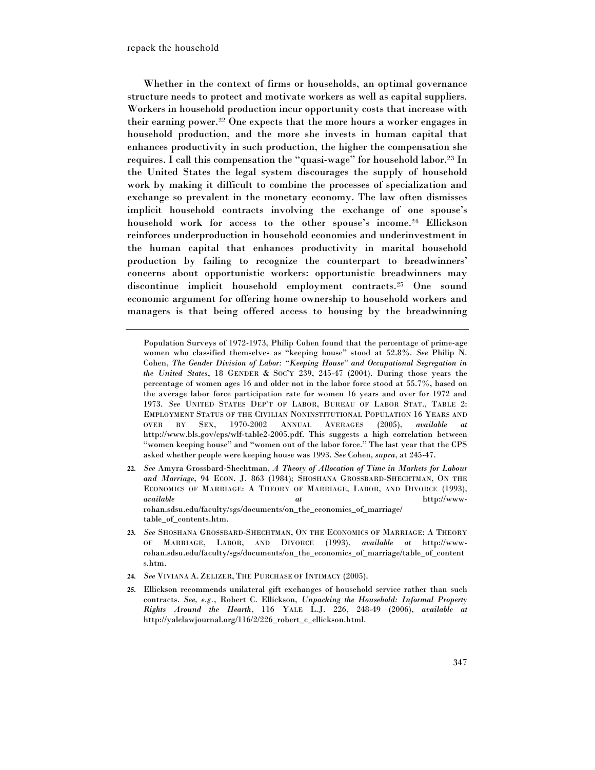Whether in the context of firms or households, an optimal governance structure needs to protect and motivate workers as well as capital suppliers. Workers in household production incur opportunity costs that increase with their earning power.[22] One expects that the more hours a worker engages in household production, and the more she invests in human capital that enhances productivity in such production, the higher the compensation she requires. I call this compensation the "quasi-wage" for household labor.[23] In the United States the legal system discourages the supply of household work by making it difficult to combine the processes of specialization and exchange so prevalent in the monetary economy. The law often dismisses implicit household contracts involving the exchange of one spouse's household work for access to the other spouse's income.[24] Ellickson reinforces underproduction in household economies and underinvestment in the human capital that enhances productivity in marital household production by failing to recognize the counterpart to breadwinners' concerns about opportunistic workers: opportunistic breadwinners may discontinue implicit household employment contracts.[25] One sound economic argument for offering home ownership to household workers and managers is that being offered access to housing by the breadwinning

---

Population Surveys of 1972-1973, Philip Cohen found that the percentage of prime-age women who classified themselves as "keeping house" stood at 52.8%. *See* Philip N. Cohen, *The Gender Division of Labor: "Keeping House" and Occupational Segregation in the United States*, 18 GENDER & SOC'Y 239, 245-47 (2004). During those years the percentage of women ages 16 and older not in the labor force stood at 55.7%, based on the average labor force participation rate for women 16 years and over for 1972 and 1973. *See* UNITED STATES DEP'T OF LABOR, BUREAU OF LABOR STAT., TABLE 2: EMPLOYMENT STATUS OF THE CIVILIAN NONINSTITUTIONAL POPULATION 16 YEARS AND OVER BY SEX, 1970-2002 ANNUAL AVERAGES (2005), *available at* http://www.bls.gov/cps/wlf-table2-2005.pdf. This suggests a high correlation between "women keeping house" and "women out of the labor force." The last year that the CPS asked whether people were keeping house was 1993. *See* Cohen, *supra*, at 245-47.

22. *See* Amyra Grossbard-Shechtman, *A Theory of Allocation of Time in Markets for Labour and Marriage*, 94 ECON. J. 863 (1984); SHOSHANA GROSSBARD-SHECHTMAN, ON THE ECONOMICS OF MARRIAGE: A THEORY OF MARRIAGE, LABOR, AND DIVORCE (1993), *available at* http://www-rohan.sdsu.edu/faculty/sgs/documents/on_the_economics_of_marriage/table_of_contents.htm.

23. *See* SHOSHANA GROSSBARD-SHECHTMAN, ON THE ECONOMICS OF MARRIAGE: A THEORY OF MARRIAGE, LABOR, AND DIVORCE (1993), *available at* http://www-rohan.sdsu.edu/faculty/sgs/documents/on_the_economics_of_marriage/table_of_contents.htm.

24. *See* VIVIANA A. ZELIZER, THE PURCHASE OF INTIMACY (2005).

25. Ellickson recommends unilateral gift exchanges of household service rather than such contracts. *See, e.g.*, Robert C. Ellickson, *Unpacking the Household: Informal Property Rights Around the Hearth*, 116 YALE L.J. 226, 248-49 (2006), *available at* http://yalelawjournal.org/116/2/226_robert_c_ellickson.html.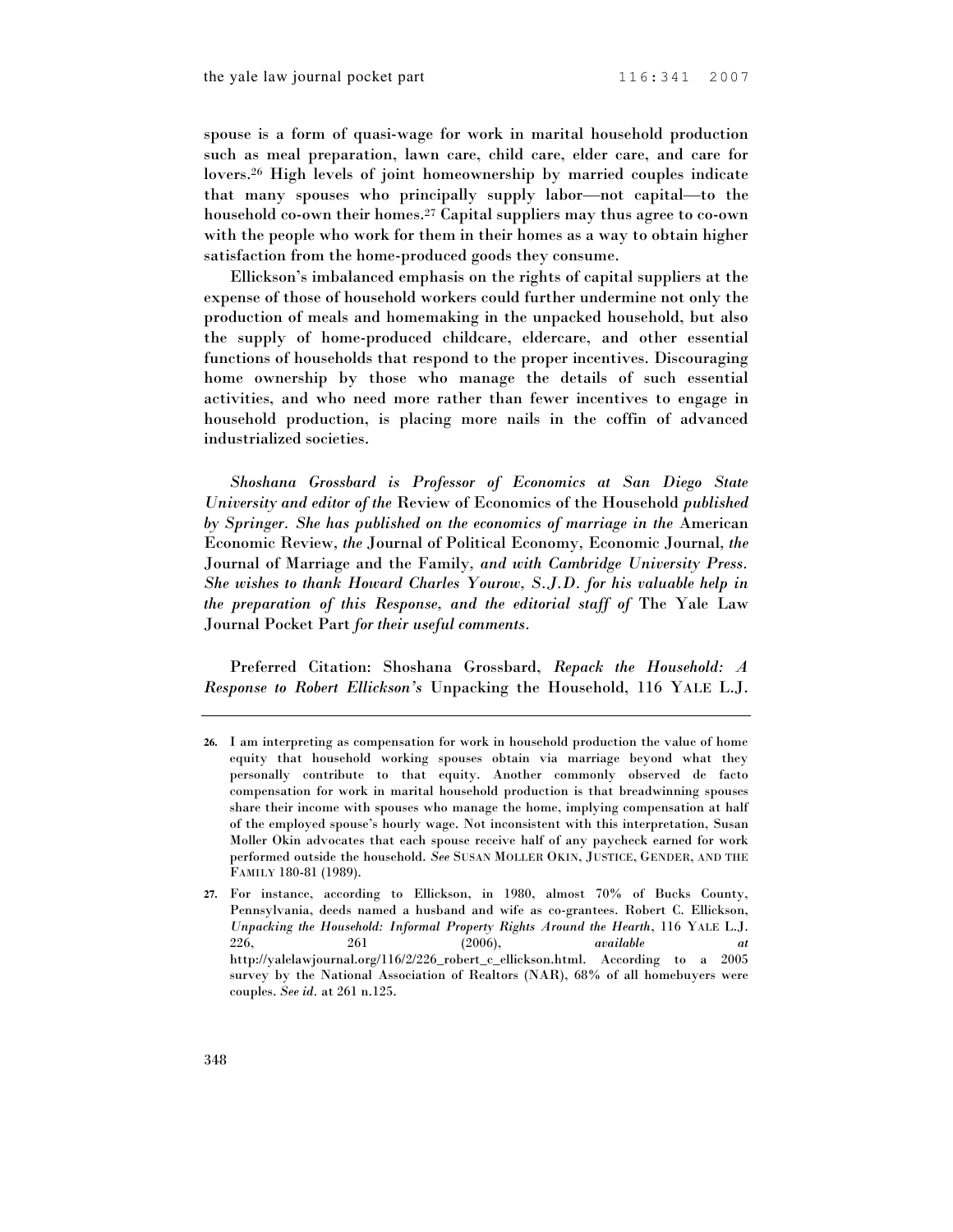spouse is a form of quasi-wage for work in marital household production such as meal preparation, lawn care, child care, elder care, and care for lovers.[26] High levels of joint homeownership by married couples indicate that many spouses who principally supply labor—not capital—to the household co-own their homes.[27] Capital suppliers may thus agree to co-own with the people who work for them in their homes as a way to obtain higher satisfaction from the home-produced goods they consume.

Ellickson's imbalanced emphasis on the rights of capital suppliers at the expense of those of household workers could further undermine not only the production of meals and homemaking in the unpacked household, but also the supply of home-produced childcare, eldercare, and other essential functions of households that respond to the proper incentives. Discouraging home ownership by those who manage the details of such essential activities, and who need more rather than fewer incentives to engage in household production, is placing more nails in the coffin of advanced industrialized societies.

*Shoshana Grossbard is Professor of Economics at San Diego State University and editor of the* Review of Economics of the Household *published by Springer. She has published on the economics of marriage in the* American Economic Review, *the* Journal of Political Economy, Economic Journal, *the* Journal of Marriage and the Family, *and with Cambridge University Press. She wishes to thank Howard Charles Yourow, S.J.D. for his valuable help in the preparation of this Response, and the editorial staff of* The Yale Law Journal Pocket Part *for their useful comments.*

Preferred Citation: Shoshana Grossbard, *Repack the Household: A Response to Robert Ellickson's* Unpacking the Household, 116 YALE L.J.

---

26. I am interpreting as compensation for work in household production the value of home equity that household working spouses obtain via marriage beyond what they personally contribute to that equity. Another commonly observed de facto compensation for work in marital household production is that breadwinning spouses share their income with spouses who manage the home, implying compensation at half of the employed spouse's hourly wage. Not inconsistent with this interpretation, Susan Moller Okin advocates that each spouse receive half of any paycheck earned for work performed outside the household. *See* SUSAN MOLLER OKIN, JUSTICE, GENDER, AND THE FAMILY 180-81 (1989).

27. For instance, according to Ellickson, in 1980, almost 70% of Bucks County, Pennsylvania, deeds named a husband and wife as co-grantees. Robert C. Ellickson, *Unpacking the Household: Informal Property Rights Around the Hearth*, 116 YALE L.J. 226, 261 (2006), *available at* http://yalelawjournal.org/116/2/226_robert_c_ellickson.html. According to a 2005 survey by the National Association of Realtors (NAR), 68% of all homebuyers were couples. *See id.* at 261 n.125.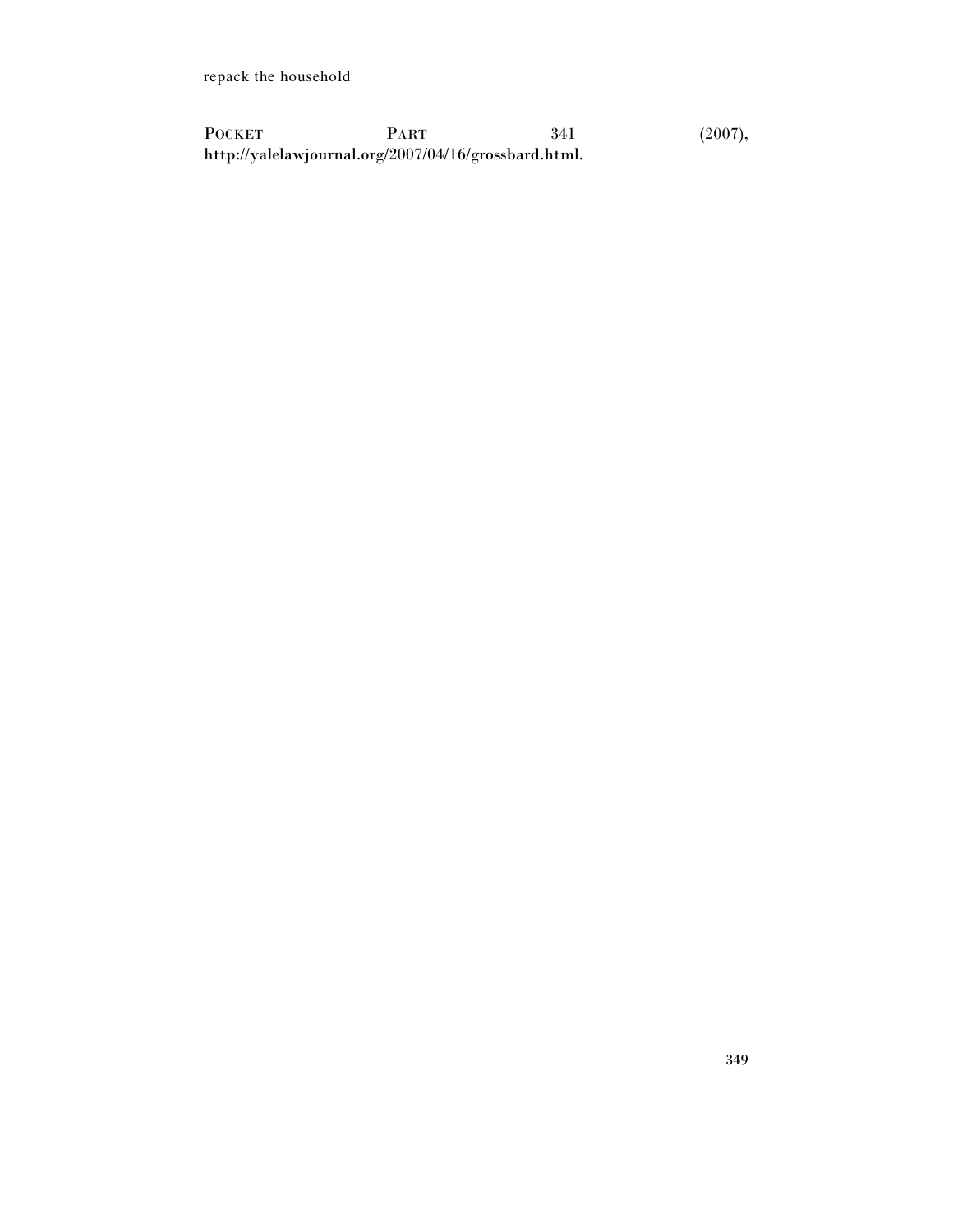repack the household

POCKET PART 341 (2007), http://yalelawjournal.org/2007/04/16/grossbard.html.